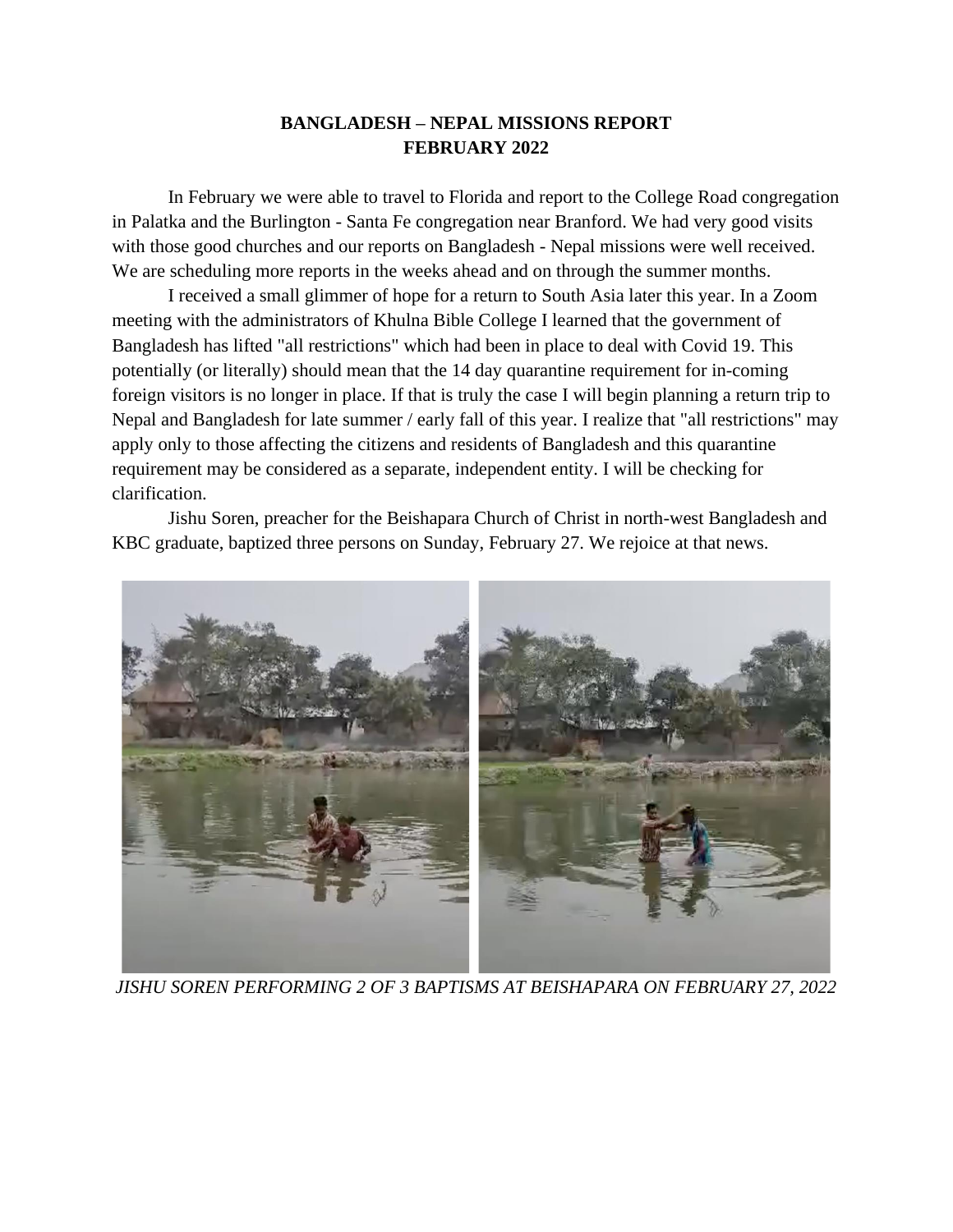**BANGLADESH – NEPAL MISSIONS REPORT**
**FEBRUARY 2022**

In February we were able to travel to Florida and report to the College Road congregation in Palatka and the Burlington - Santa Fe congregation near Branford. We had very good visits with those good churches and our reports on Bangladesh - Nepal missions were well received. We are scheduling more reports in the weeks ahead and on through the summer months.

I received a small glimmer of hope for a return to South Asia later this year. In a Zoom meeting with the administrators of Khulna Bible College I learned that the government of Bangladesh has lifted "all restrictions" which had been in place to deal with Covid 19. This potentially (or literally) should mean that the 14 day quarantine requirement for in-coming foreign visitors is no longer in place. If that is truly the case I will begin planning a return trip to Nepal and Bangladesh for late summer / early fall of this year. I realize that "all restrictions" may apply only to those affecting the citizens and residents of Bangladesh and this quarantine requirement may be considered as a separate, independent entity. I will be checking for clarification.

Jishu Soren, preacher for the Beishapara Church of Christ in north-west Bangladesh and KBC graduate, baptized three persons on Sunday, February 27. We rejoice at that news.

*JISHU SOREN PERFORMING 2 OF 3 BAPTISMS AT BEISHAPARA ON FEBRUARY 27, 2022*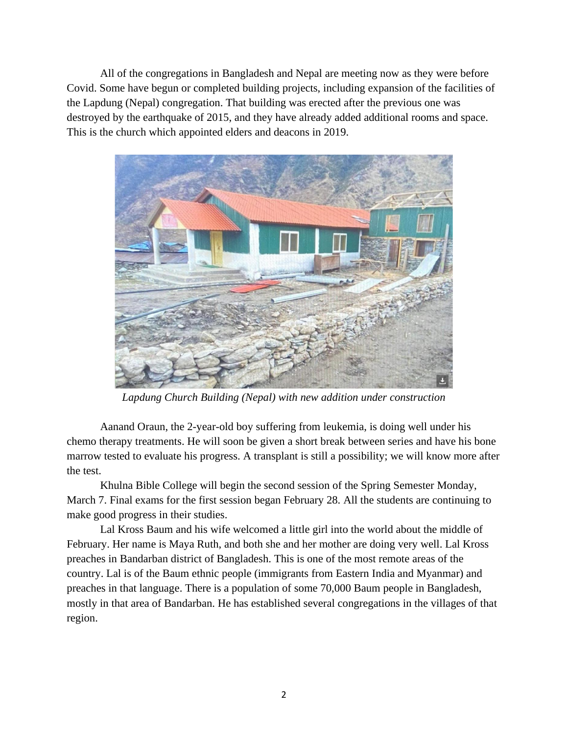All of the congregations in Bangladesh and Nepal are meeting now as they were before Covid. Some have begun or completed building projects, including expansion of the facilities of the Lapdung (Nepal) congregation. That building was erected after the previous one was destroyed by the earthquake of 2015, and they have already added additional rooms and space. This is the church which appointed elders and deacons in 2019.

*Lapdung Church Building (Nepal) with new addition under construction*

Aanand Oraun, the 2-year-old boy suffering from leukemia, is doing well under his chemo therapy treatments. He will soon be given a short break between series and have his bone marrow tested to evaluate his progress. A transplant is still a possibility; we will know more after the test.

Khulna Bible College will begin the second session of the Spring Semester Monday, March 7. Final exams for the first session began February 28. All the students are continuing to make good progress in their studies.

Lal Kross Baum and his wife welcomed a little girl into the world about the middle of February. Her name is Maya Ruth, and both she and her mother are doing very well. Lal Kross preaches in Bandarban district of Bangladesh. This is one of the most remote areas of the country. Lal is of the Baum ethnic people (immigrants from Eastern India and Myanmar) and preaches in that language. There is a population of some 70,000 Baum people in Bangladesh, mostly in that area of Bandarban. He has established several congregations in the villages of that region.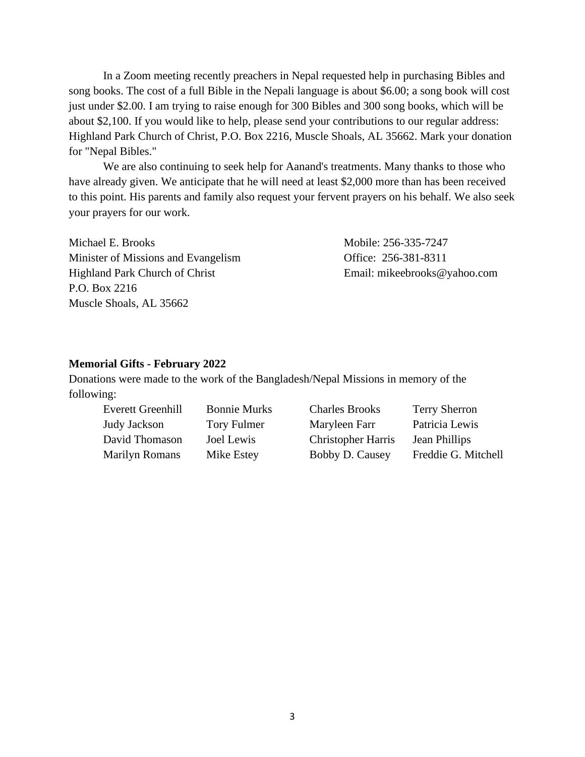In a Zoom meeting recently preachers in Nepal requested help in purchasing Bibles and song books. The cost of a full Bible in the Nepali language is about $6.00; a song book will cost just under $2.00. I am trying to raise enough for 300 Bibles and 300 song books, which will be about $2,100. If you would like to help, please send your contributions to our regular address: Highland Park Church of Christ, P.O. Box 2216, Muscle Shoals, AL 35662. Mark your donation for "Nepal Bibles."

We are also continuing to seek help for Aanand's treatments. Many thanks to those who have already given. We anticipate that he will need at least $2,000 more than has been received to this point. His parents and family also request your fervent prayers on his behalf. We also seek your prayers for our work.

Michael E. Brooks
Minister of Missions and Evangelism
Highland Park Church of Christ
P.O. Box 2216
Muscle Shoals, AL 35662

Mobile: 256-335-7247
Office: 256-381-8311
Email: mikeebrooks@yahoo.com

**Memorial Gifts - February 2022**

Donations were made to the work of the Bangladesh/Nepal Missions in memory of the following:

| | | | |
|---|---|---|---|
| Everett Greenhill | Bonnie Murks | Charles Brooks | Terry Sherron |
| Judy Jackson | Tory Fulmer | Maryleen Farr | Patricia Lewis |
| David Thomason | Joel Lewis | Christopher Harris | Jean Phillips |
| Marilyn Romans | Mike Estey | Bobby D. Causey | Freddie G. Mitchell |